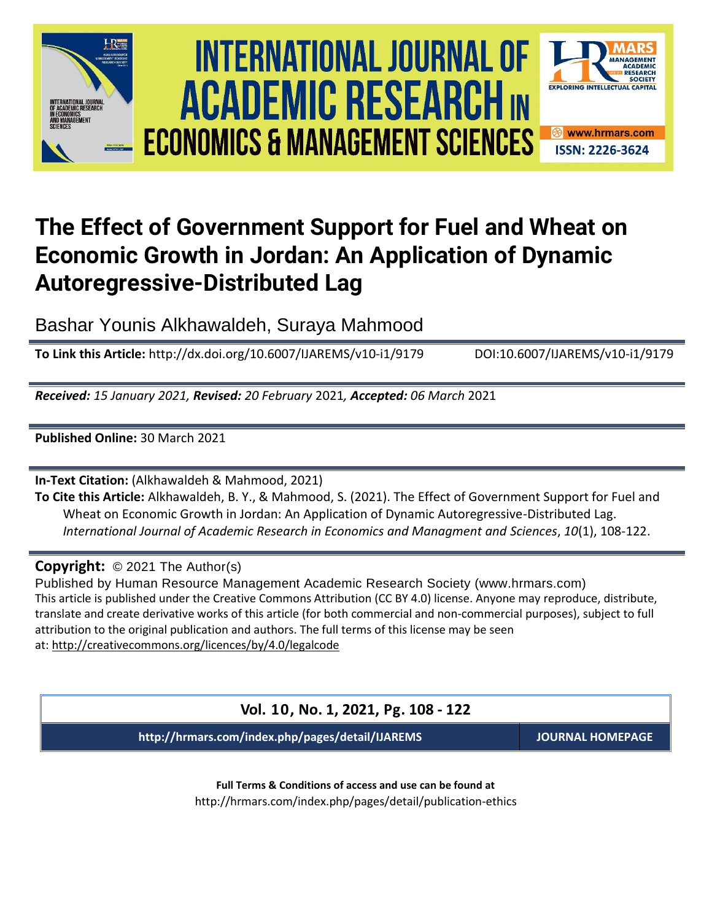# The Effect of Government Support for Fuel and Wheat on Economic Growth in Jordan: An Application of Dynamic Autoregressive-Distributed Lag

Bashar Younis Alkhawaldeh, Suraya Mahmood

**To Link this Article:** http://dx.doi.org/10.6007/IJAREMS/v10-i1/9179 DOI:10.6007/IJAREMS/v10-i1/9179

***Received:** 15 January 2021, **Revised:** 20 February 2021, **Accepted:** 06 March 2021*

**Published Online:** 30 March 2021

**In-Text Citation:** (Alkhawaldeh & Mahmood, 2021)

**To Cite this Article:** Alkhawaldeh, B. Y., & Mahmood, S. (2021). The Effect of Government Support for Fuel and Wheat on Economic Growth in Jordan: An Application of Dynamic Autoregressive-Distributed Lag. *International Journal of Academic Research in Economics and Managment and Sciences*, *10*(1), 108-122.

**Copyright:** © 2021 The Author(s)

Published by Human Resource Management Academic Research Society (www.hrmars.com)

This article is published under the Creative Commons Attribution (CC BY 4.0) license. Anyone may reproduce, distribute, translate and create derivative works of this article (for both commercial and non-commercial purposes), subject to full attribution to the original publication and authors. The full terms of this license may be seen at: http://creativecommons.org/licences/by/4.0/legalcode

**Vol. 10, No. 1, 2021, Pg. 108 - 122**

**http://hrmars.com/index.php/pages/detail/IJAREMS** **JOURNAL HOMEPAGE**

**Full Terms & Conditions of access and use can be found at**

http://hrmars.com/index.php/pages/detail/publication-ethics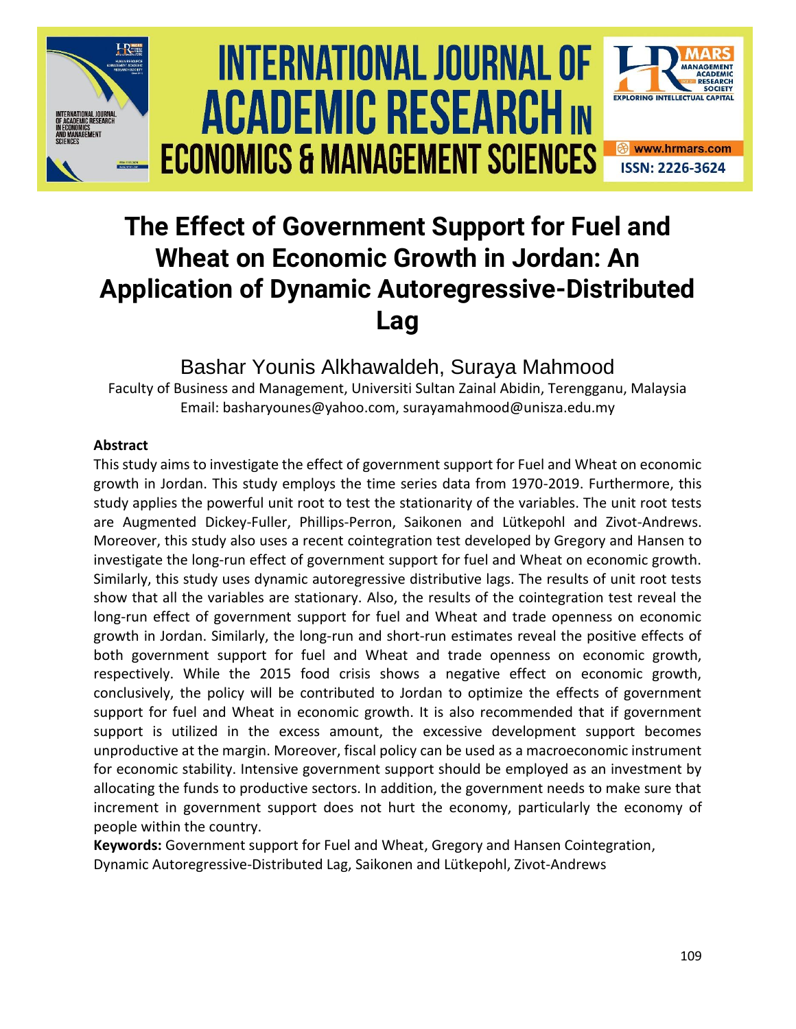# The Effect of Government Support for Fuel and Wheat on Economic Growth in Jordan: An Application of Dynamic Autoregressive-Distributed Lag

Bashar Younis Alkhawaldeh, Suraya Mahmood

Faculty of Business and Management, Universiti Sultan Zainal Abidin, Terengganu, Malaysia

Email: basharyounes@yahoo.com, surayamahmood@unisza.edu.my

**Abstract**

This study aims to investigate the effect of government support for Fuel and Wheat on economic growth in Jordan. This study employs the time series data from 1970-2019. Furthermore, this study applies the powerful unit root to test the stationarity of the variables. The unit root tests are Augmented Dickey-Fuller, Phillips-Perron, Saikonen and Lütkepohl and Zivot-Andrews. Moreover, this study also uses a recent cointegration test developed by Gregory and Hansen to investigate the long-run effect of government support for fuel and Wheat on economic growth. Similarly, this study uses dynamic autoregressive distributive lags. The results of unit root tests show that all the variables are stationary. Also, the results of the cointegration test reveal the long-run effect of government support for fuel and Wheat and trade openness on economic growth in Jordan. Similarly, the long-run and short-run estimates reveal the positive effects of both government support for fuel and Wheat and trade openness on economic growth, respectively. While the 2015 food crisis shows a negative effect on economic growth, conclusively, the policy will be contributed to Jordan to optimize the effects of government support for fuel and Wheat in economic growth. It is also recommended that if government support is utilized in the excess amount, the excessive development support becomes unproductive at the margin. Moreover, fiscal policy can be used as a macroeconomic instrument for economic stability. Intensive government support should be employed as an investment by allocating the funds to productive sectors. In addition, the government needs to make sure that increment in government support does not hurt the economy, particularly the economy of people within the country.

**Keywords:** Government support for Fuel and Wheat, Gregory and Hansen Cointegration, Dynamic Autoregressive-Distributed Lag, Saikonen and Lütkepohl, Zivot-Andrews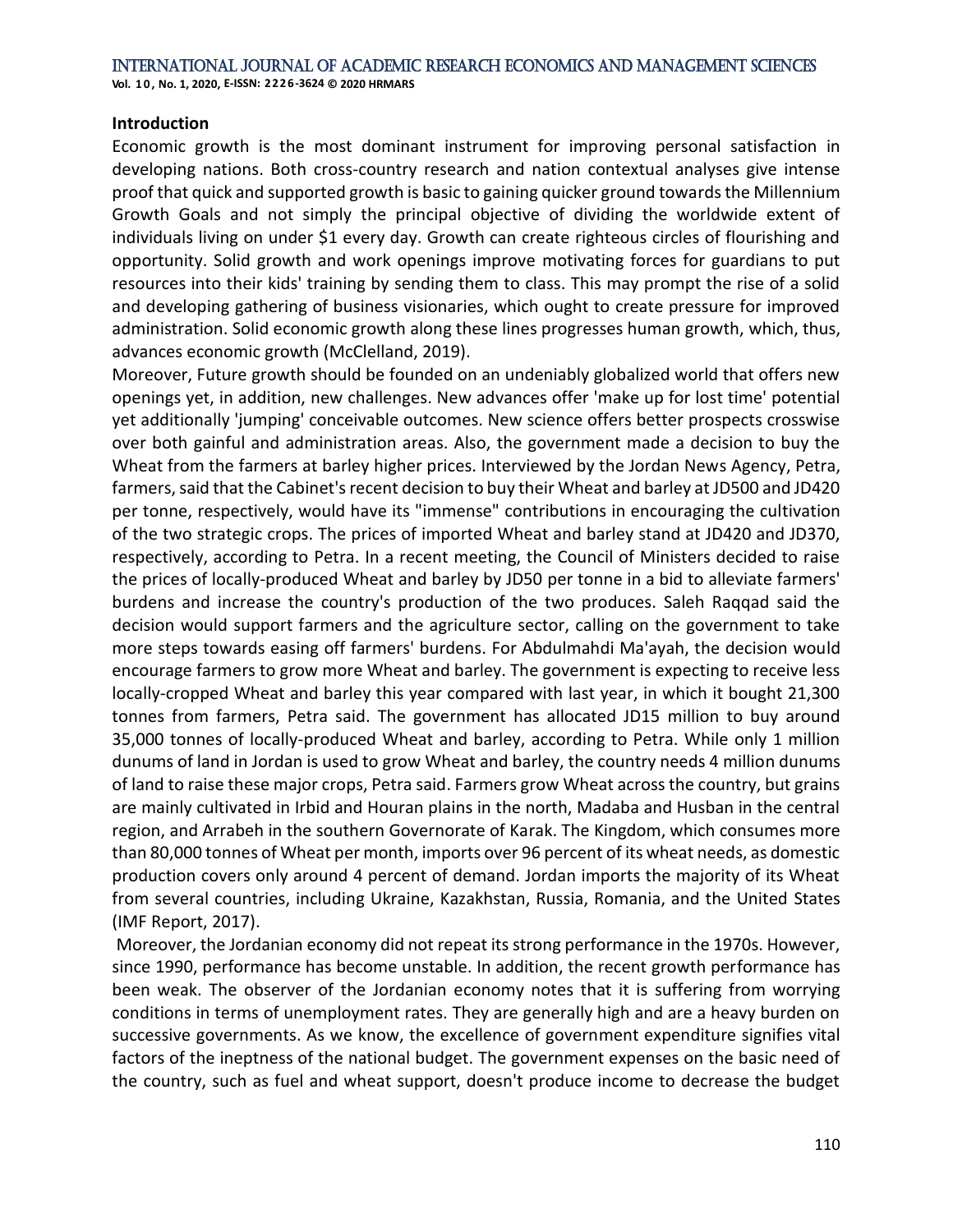## Introduction

Economic growth is the most dominant instrument for improving personal satisfaction in developing nations. Both cross-country research and nation contextual analyses give intense proof that quick and supported growth is basic to gaining quicker ground towards the Millennium Growth Goals and not simply the principal objective of dividing the worldwide extent of individuals living on under $1 every day. Growth can create righteous circles of flourishing and opportunity. Solid growth and work openings improve motivating forces for guardians to put resources into their kids' training by sending them to class. This may prompt the rise of a solid and developing gathering of business visionaries, which ought to create pressure for improved administration. Solid economic growth along these lines progresses human growth, which, thus, advances economic growth (McClelland, 2019).

Moreover, Future growth should be founded on an undeniably globalized world that offers new openings yet, in addition, new challenges. New advances offer 'make up for lost time' potential yet additionally 'jumping' conceivable outcomes. New science offers better prospects crosswise over both gainful and administration areas. Also, the government made a decision to buy the Wheat from the farmers at barley higher prices. Interviewed by the Jordan News Agency, Petra, farmers, said that the Cabinet's recent decision to buy their Wheat and barley at JD500 and JD420 per tonne, respectively, would have its "immense" contributions in encouraging the cultivation of the two strategic crops. The prices of imported Wheat and barley stand at JD420 and JD370, respectively, according to Petra. In a recent meeting, the Council of Ministers decided to raise the prices of locally-produced Wheat and barley by JD50 per tonne in a bid to alleviate farmers' burdens and increase the country's production of the two produces. Saleh Raqqad said the decision would support farmers and the agriculture sector, calling on the government to take more steps towards easing off farmers' burdens. For Abdulmahdi Ma'ayah, the decision would encourage farmers to grow more Wheat and barley. The government is expecting to receive less locally-cropped Wheat and barley this year compared with last year, in which it bought 21,300 tonnes from farmers, Petra said. The government has allocated JD15 million to buy around 35,000 tonnes of locally-produced Wheat and barley, according to Petra. While only 1 million dunums of land in Jordan is used to grow Wheat and barley, the country needs 4 million dunums of land to raise these major crops, Petra said. Farmers grow Wheat across the country, but grains are mainly cultivated in Irbid and Houran plains in the north, Madaba and Husban in the central region, and Arrabeh in the southern Governorate of Karak. The Kingdom, which consumes more than 80,000 tonnes of Wheat per month, imports over 96 percent of its wheat needs, as domestic production covers only around 4 percent of demand. Jordan imports the majority of its Wheat from several countries, including Ukraine, Kazakhstan, Russia, Romania, and the United States (IMF Report, 2017).

Moreover, the Jordanian economy did not repeat its strong performance in the 1970s. However, since 1990, performance has become unstable. In addition, the recent growth performance has been weak. The observer of the Jordanian economy notes that it is suffering from worrying conditions in terms of unemployment rates. They are generally high and are a heavy burden on successive governments. As we know, the excellence of government expenditure signifies vital factors of the ineptness of the national budget. The government expenses on the basic need of the country, such as fuel and wheat support, doesn't produce income to decrease the budget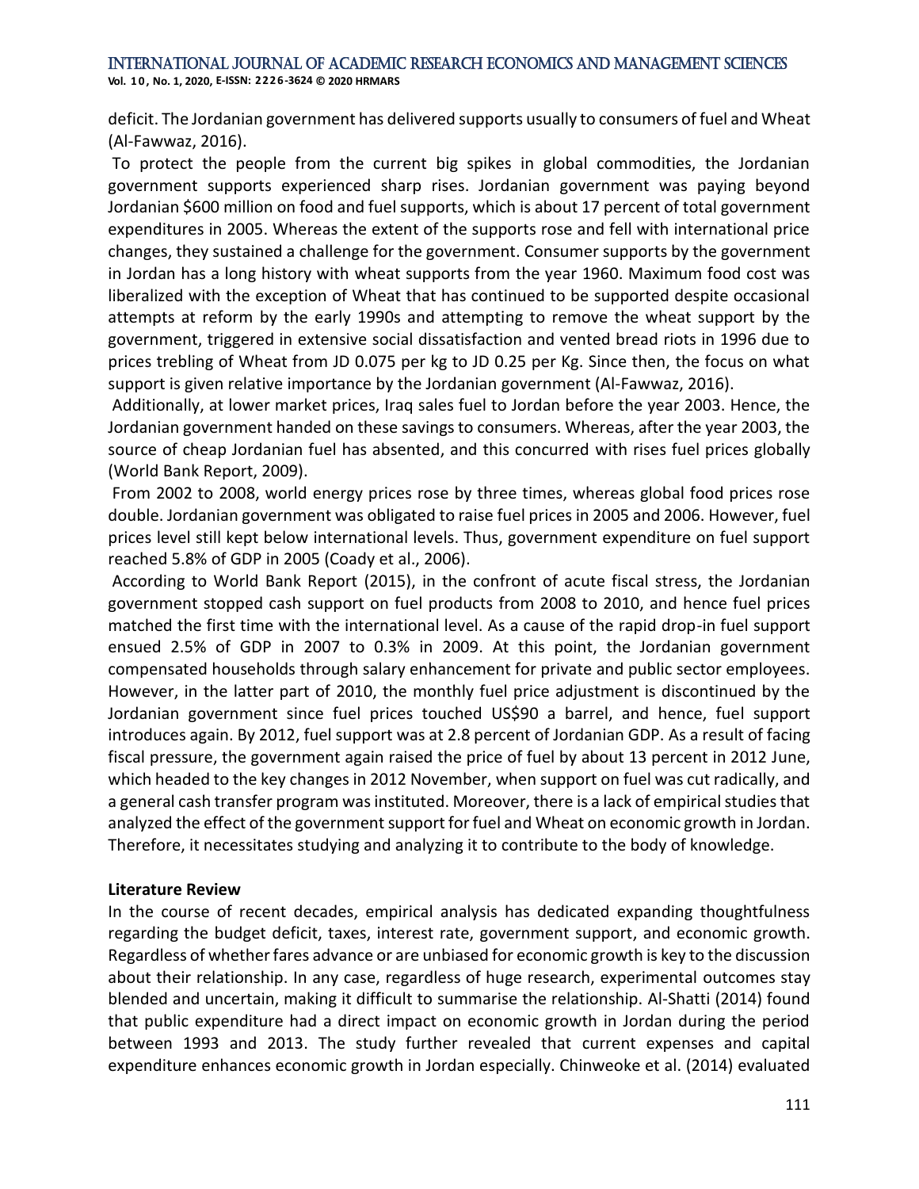deficit. The Jordanian government has delivered supports usually to consumers of fuel and Wheat (Al-Fawwaz, 2016).

To protect the people from the current big spikes in global commodities, the Jordanian government supports experienced sharp rises. Jordanian government was paying beyond Jordanian $600 million on food and fuel supports, which is about 17 percent of total government expenditures in 2005. Whereas the extent of the supports rose and fell with international price changes, they sustained a challenge for the government. Consumer supports by the government in Jordan has a long history with wheat supports from the year 1960. Maximum food cost was liberalized with the exception of Wheat that has continued to be supported despite occasional attempts at reform by the early 1990s and attempting to remove the wheat support by the government, triggered in extensive social dissatisfaction and vented bread riots in 1996 due to prices trebling of Wheat from JD 0.075 per kg to JD 0.25 per Kg. Since then, the focus on what support is given relative importance by the Jordanian government (Al-Fawwaz, 2016).

Additionally, at lower market prices, Iraq sales fuel to Jordan before the year 2003. Hence, the Jordanian government handed on these savings to consumers. Whereas, after the year 2003, the source of cheap Jordanian fuel has absented, and this concurred with rises fuel prices globally (World Bank Report, 2009).

From 2002 to 2008, world energy prices rose by three times, whereas global food prices rose double. Jordanian government was obligated to raise fuel prices in 2005 and 2006. However, fuel prices level still kept below international levels. Thus, government expenditure on fuel support reached 5.8% of GDP in 2005 (Coady et al., 2006).

According to World Bank Report (2015), in the confront of acute fiscal stress, the Jordanian government stopped cash support on fuel products from 2008 to 2010, and hence fuel prices matched the first time with the international level. As a cause of the rapid drop-in fuel support ensued 2.5% of GDP in 2007 to 0.3% in 2009. At this point, the Jordanian government compensated households through salary enhancement for private and public sector employees. However, in the latter part of 2010, the monthly fuel price adjustment is discontinued by the Jordanian government since fuel prices touched US$90 a barrel, and hence, fuel support introduces again. By 2012, fuel support was at 2.8 percent of Jordanian GDP. As a result of facing fiscal pressure, the government again raised the price of fuel by about 13 percent in 2012 June, which headed to the key changes in 2012 November, when support on fuel was cut radically, and a general cash transfer program was instituted. Moreover, there is a lack of empirical studies that analyzed the effect of the government support for fuel and Wheat on economic growth in Jordan. Therefore, it necessitates studying and analyzing it to contribute to the body of knowledge.

## Literature Review

In the course of recent decades, empirical analysis has dedicated expanding thoughtfulness regarding the budget deficit, taxes, interest rate, government support, and economic growth. Regardless of whether fares advance or are unbiased for economic growth is key to the discussion about their relationship. In any case, regardless of huge research, experimental outcomes stay blended and uncertain, making it difficult to summarise the relationship. Al-Shatti (2014) found that public expenditure had a direct impact on economic growth in Jordan during the period between 1993 and 2013. The study further revealed that current expenses and capital expenditure enhances economic growth in Jordan especially. Chinweoke et al. (2014) evaluated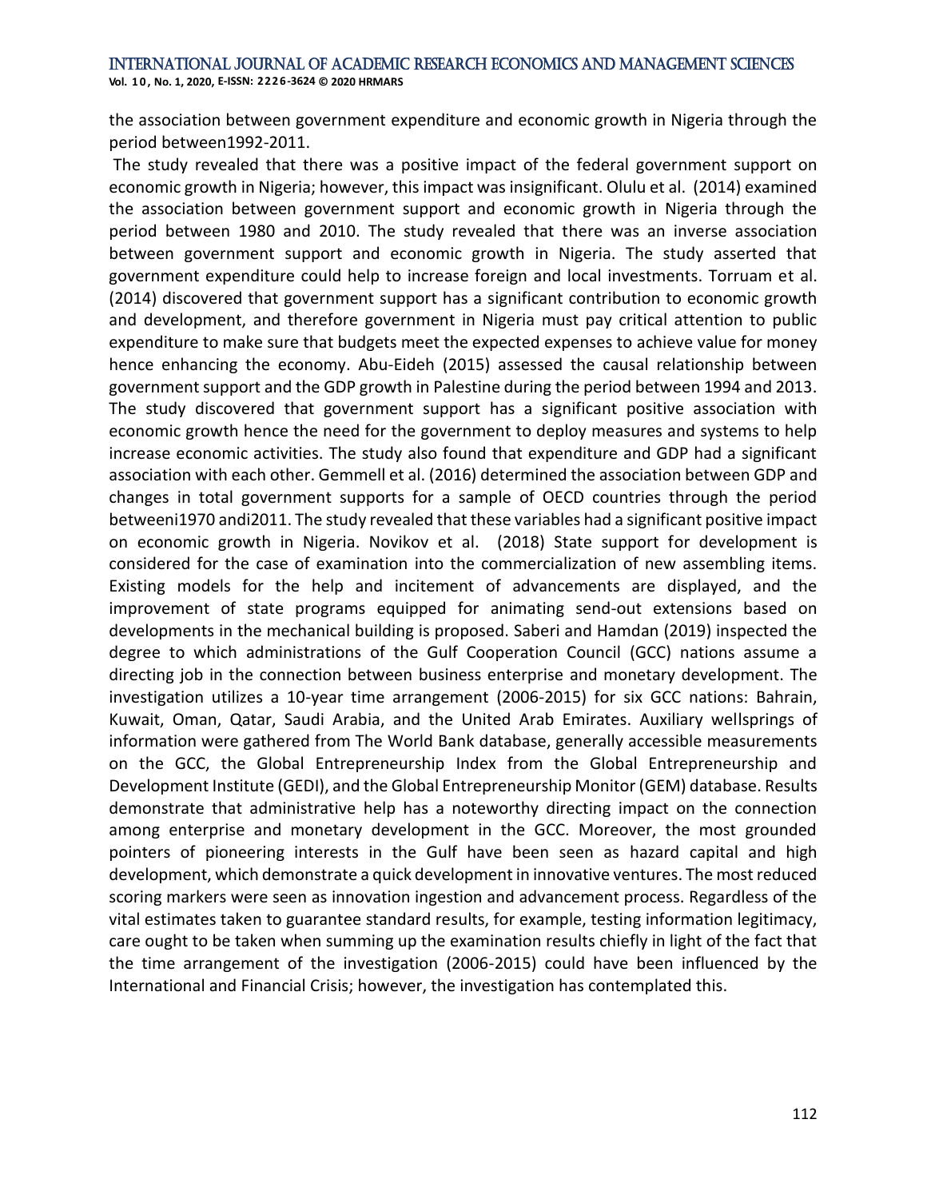the association between government expenditure and economic growth in Nigeria through the period between1992-2011.

The study revealed that there was a positive impact of the federal government support on economic growth in Nigeria; however, this impact was insignificant. Olulu et al. (2014) examined the association between government support and economic growth in Nigeria through the period between 1980 and 2010. The study revealed that there was an inverse association between government support and economic growth in Nigeria. The study asserted that government expenditure could help to increase foreign and local investments. Torruam et al. (2014) discovered that government support has a significant contribution to economic growth and development, and therefore government in Nigeria must pay critical attention to public expenditure to make sure that budgets meet the expected expenses to achieve value for money hence enhancing the economy. Abu-Eideh (2015) assessed the causal relationship between government support and the GDP growth in Palestine during the period between 1994 and 2013. The study discovered that government support has a significant positive association with economic growth hence the need for the government to deploy measures and systems to help increase economic activities. The study also found that expenditure and GDP had a significant association with each other. Gemmell et al. (2016) determined the association between GDP and changes in total government supports for a sample of OECD countries through the period betweeni1970 andi2011. The study revealed that these variables had a significant positive impact on economic growth in Nigeria. Novikov et al. (2018) State support for development is considered for the case of examination into the commercialization of new assembling items. Existing models for the help and incitement of advancements are displayed, and the improvement of state programs equipped for animating send-out extensions based on developments in the mechanical building is proposed. Saberi and Hamdan (2019) inspected the degree to which administrations of the Gulf Cooperation Council (GCC) nations assume a directing job in the connection between business enterprise and monetary development. The investigation utilizes a 10-year time arrangement (2006-2015) for six GCC nations: Bahrain, Kuwait, Oman, Qatar, Saudi Arabia, and the United Arab Emirates. Auxiliary wellsprings of information were gathered from The World Bank database, generally accessible measurements on the GCC, the Global Entrepreneurship Index from the Global Entrepreneurship and Development Institute (GEDI), and the Global Entrepreneurship Monitor (GEM) database. Results demonstrate that administrative help has a noteworthy directing impact on the connection among enterprise and monetary development in the GCC. Moreover, the most grounded pointers of pioneering interests in the Gulf have been seen as hazard capital and high development, which demonstrate a quick development in innovative ventures. The most reduced scoring markers were seen as innovation ingestion and advancement process. Regardless of the vital estimates taken to guarantee standard results, for example, testing information legitimacy, care ought to be taken when summing up the examination results chiefly in light of the fact that the time arrangement of the investigation (2006-2015) could have been influenced by the International and Financial Crisis; however, the investigation has contemplated this.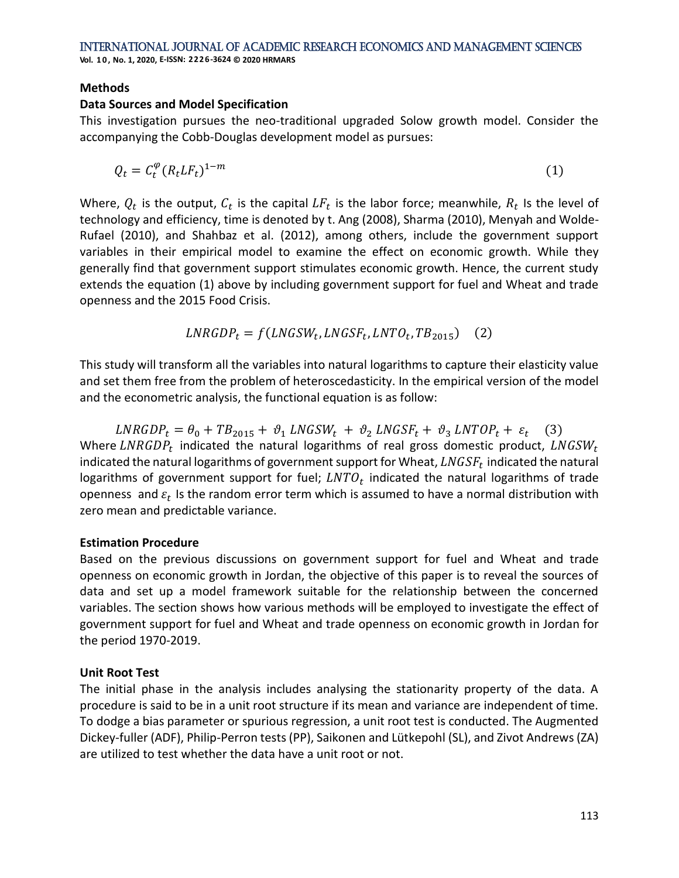## Methods

### Data Sources and Model Specification

This investigation pursues the neo-traditional upgraded Solow growth model. Consider the accompanying the Cobb-Douglas development model as pursues:

$$Q_t = C_t^{\varphi}(R_t LF_t)^{1-m} \tag{1}$$

Where, $Q_t$ is the output, $C_t$ is the capital $LF_t$ is the labor force; meanwhile, $R_t$ Is the level of technology and efficiency, time is denoted by t. Ang (2008), Sharma (2010), Menyah and Wolde-Rufael (2010), and Shahbaz et al. (2012), among others, include the government support variables in their empirical model to examine the effect on economic growth. While they generally find that government support stimulates economic growth. Hence, the current study extends the equation (1) above by including government support for fuel and Wheat and trade openness and the 2015 Food Crisis.

$$LNRGDP_t = f(LNGSW_t, LNGSF_t, LNTO_t, TB_{2015}) \quad (2)$$

This study will transform all the variables into natural logarithms to capture their elasticity value and set them free from the problem of heteroscedasticity. In the empirical version of the model and the econometric analysis, the functional equation is as follow:

$$LNRGDP_t = \theta_0 + TB_{2015} + \vartheta_1\, LNGSW_t + \vartheta_2\, LNGSF_t + \vartheta_3\, LNTOP_t + \varepsilon_t \quad (3)$$

Where $LNRGDP_t$ indicated the natural logarithms of real gross domestic product, $LNGSW_t$ indicated the natural logarithms of government support for Wheat, $LNGSF_t$ indicated the natural logarithms of government support for fuel; $LNTO_t$ indicated the natural logarithms of trade openness and $\varepsilon_t$ Is the random error term which is assumed to have a normal distribution with zero mean and predictable variance.

### Estimation Procedure

Based on the previous discussions on government support for fuel and Wheat and trade openness on economic growth in Jordan, the objective of this paper is to reveal the sources of data and set up a model framework suitable for the relationship between the concerned variables. The section shows how various methods will be employed to investigate the effect of government support for fuel and Wheat and trade openness on economic growth in Jordan for the period 1970-2019.

### Unit Root Test

The initial phase in the analysis includes analysing the stationarity property of the data. A procedure is said to be in a unit root structure if its mean and variance are independent of time. To dodge a bias parameter or spurious regression, a unit root test is conducted. The Augmented Dickey-fuller (ADF), Philip-Perron tests (PP), Saikonen and Lütkepohl (SL), and Zivot Andrews (ZA) are utilized to test whether the data have a unit root or not.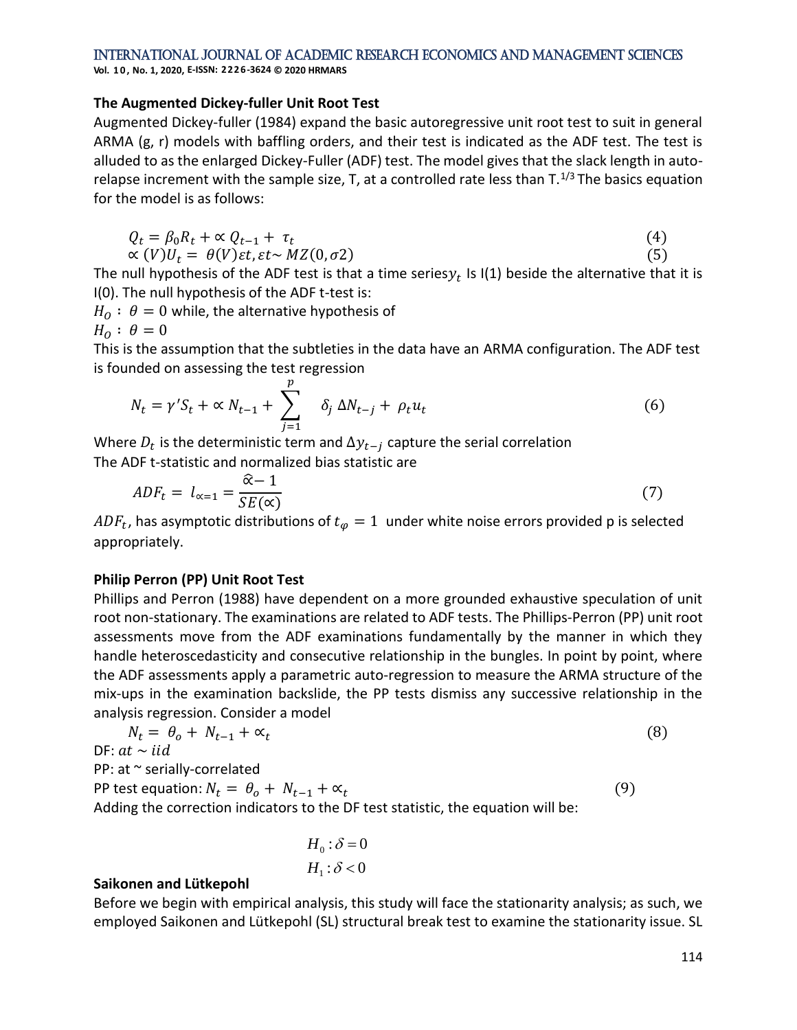### The Augmented Dickey-fuller Unit Root Test

Augmented Dickey-fuller (1984) expand the basic autoregressive unit root test to suit in general ARMA (g, r) models with baffling orders, and their test is indicated as the ADF test. The test is alluded to as the enlarged Dickey-Fuller (ADF) test. The model gives that the slack length in auto-relapse increment with the sample size, T, at a controlled rate less than T.[1/3] The basics equation for the model is as follows:

$$Q_t = \beta_0 R_t + \propto Q_{t-1} + \tau_t \tag{4}$$

$$\propto (V)U_t = \theta(V)\varepsilon t, \varepsilon t \sim MZ(0, \sigma 2) \tag{5}$$

The null hypothesis of the ADF test is that a time series $y_t$ Is I(1) beside the alternative that it is I(0). The null hypothesis of the ADF t-test is:

$H_O : \theta = 0$ while, the alternative hypothesis of

$H_O : \theta = 0$

This is the assumption that the subtleties in the data have an ARMA configuration. The ADF test is founded on assessing the test regression

$$N_t = \gamma' S_t + \propto N_{t-1} + \sum_{j=1}^{p} \delta_j \, \Delta N_{t-j} + \rho_t u_t \tag{6}$$

Where $D_t$ is the deterministic term and $\Delta y_{t-j}$ capture the serial correlation

The ADF t-statistic and normalized bias statistic are

$$ADF_t = l_{\propto=1} = \frac{\widehat{\propto} - 1}{SE(\propto)} \tag{7}$$

$ADF_t$, has asymptotic distributions of $t_\varphi = 1$ under white noise errors provided p is selected appropriately.

### Philip Perron (PP) Unit Root Test

Phillips and Perron (1988) have dependent on a more grounded exhaustive speculation of unit root non-stationary. The examinations are related to ADF tests. The Phillips-Perron (PP) unit root assessments move from the ADF examinations fundamentally by the manner in which they handle heteroscedasticity and consecutive relationship in the bungles. In point by point, where the ADF assessments apply a parametric auto-regression to measure the ARMA structure of the mix-ups in the examination backslide, the PP tests dismiss any successive relationship in the analysis regression. Consider a model

$$N_t = \theta_o + N_{t-1} + \propto_t \tag{8}$$

DF: $at \sim iid$

PP: at ~ serially-correlated

PP test equation: $N_t = \theta_o + N_{t-1} + \propto_t$ (9)

Adding the correction indicators to the DF test statistic, the equation will be:

$$H_0 : \delta = 0$$
$$H_1 : \delta < 0$$

### Saikonen and Lütkepohl

Before we begin with empirical analysis, this study will face the stationarity analysis; as such, we employed Saikonen and Lütkepohl (SL) structural break test to examine the stationarity issue. SL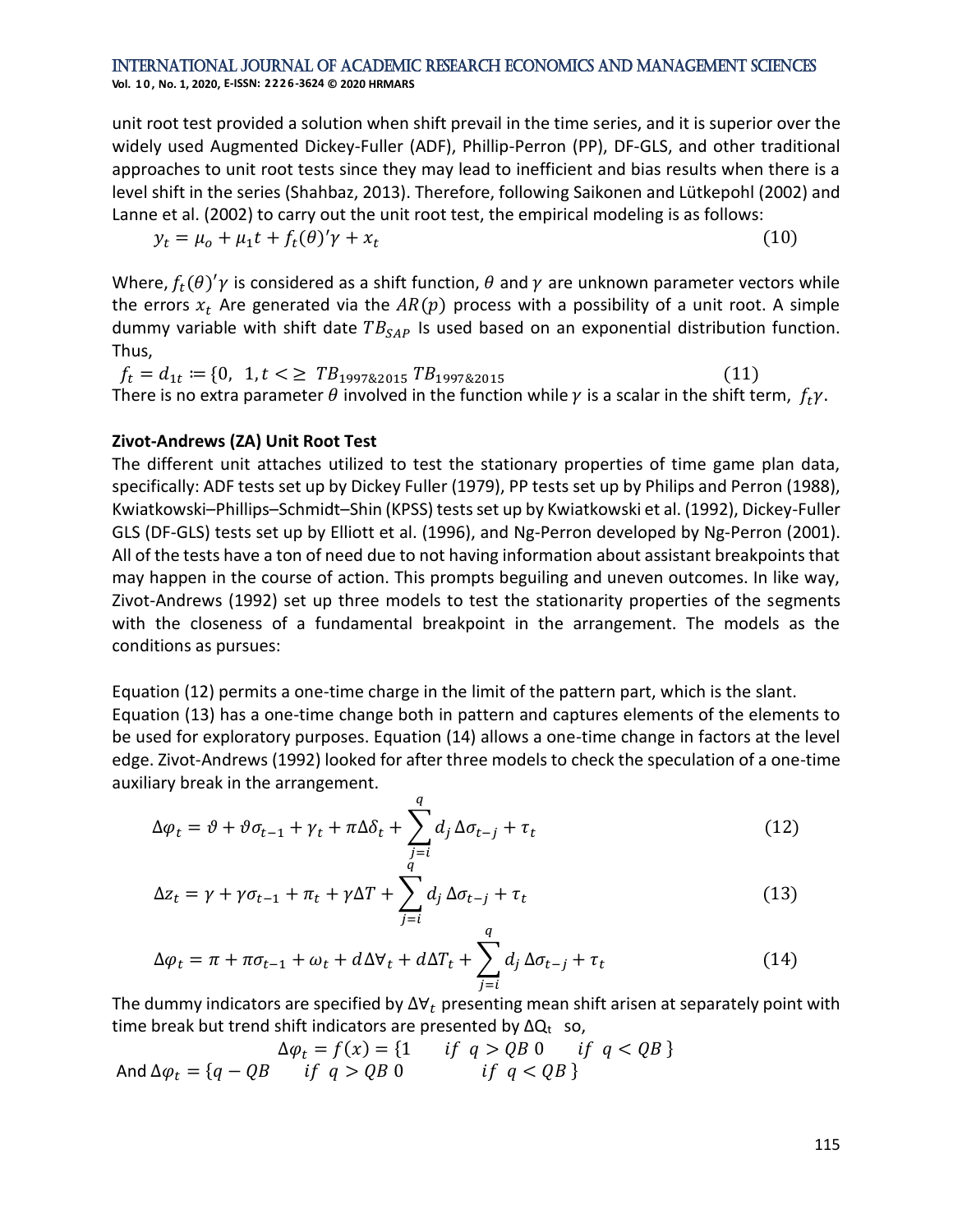unit root test provided a solution when shift prevail in the time series, and it is superior over the widely used Augmented Dickey-Fuller (ADF), Phillip-Perron (PP), DF-GLS, and other traditional approaches to unit root tests since they may lead to inefficient and bias results when there is a level shift in the series (Shahbaz, 2013). Therefore, following Saikonen and Lütkepohl (2002) and Lanne et al. (2002) to carry out the unit root test, the empirical modeling is as follows:

$$y_t = \mu_o + \mu_1 t + f_t(\theta)'\gamma + x_t \tag{10}$$

Where, $f_t(\theta)'\gamma$ is considered as a shift function, $\theta$ and $\gamma$ are unknown parameter vectors while the errors $x_t$ Are generated via the $AR(p)$ process with a possibility of a unit root. A simple dummy variable with shift date $TB_{SAP}$ Is used based on an exponential distribution function. Thus,

$$f_t = d_{1t} \coloneqq \{0, \ 1, t < \geq \ TB_{1997\&2015} \ TB_{1997\&2015} \tag{11}$$

There is no extra parameter $\theta$ involved in the function while $\gamma$ is a scalar in the shift term, $f_t\gamma$.

**Zivot-Andrews (ZA) Unit Root Test**

The different unit attaches utilized to test the stationary properties of time game plan data, specifically: ADF tests set up by Dickey Fuller (1979), PP tests set up by Philips and Perron (1988), Kwiatkowski–Phillips–Schmidt–Shin (KPSS) tests set up by Kwiatkowski et al. (1992), Dickey-Fuller GLS (DF-GLS) tests set up by Elliott et al. (1996), and Ng-Perron developed by Ng-Perron (2001). All of the tests have a ton of need due to not having information about assistant breakpoints that may happen in the course of action. This prompts beguiling and uneven outcomes. In like way, Zivot-Andrews (1992) set up three models to test the stationarity properties of the segments with the closeness of a fundamental breakpoint in the arrangement. The models as the conditions as pursues:

Equation (12) permits a one-time charge in the limit of the pattern part, which is the slant. Equation (13) has a one-time change both in pattern and captures elements of the elements to be used for exploratory purposes. Equation (14) allows a one-time change in factors at the level edge. Zivot-Andrews (1992) looked for after three models to check the speculation of a one-time auxiliary break in the arrangement.

$$\Delta\varphi_t = \vartheta + \vartheta\sigma_{t-1} + \gamma_t + \pi\Delta\delta_t + \sum_{j=i}^{q} d_j \, \Delta\sigma_{t-j} + \tau_t \tag{12}$$

$$\Delta z_t = \gamma + \gamma\sigma_{t-1} + \pi_t + \gamma\Delta T + \sum_{j=i}^{q} d_j \, \Delta\sigma_{t-j} + \tau_t \tag{13}$$

$$\Delta\varphi_t = \pi + \pi\sigma_{t-1} + \omega_t + d\Delta\forall_t + d\Delta T_t + \sum_{j=i}^{q} d_j \, \Delta\sigma_{t-j} + \tau_t \tag{14}$$

The dummy indicators are specified by $\Delta\forall_t$ presenting mean shift arisen at separately point with time break but trend shift indicators are presented by $\Delta Q_t$ so,

$$\Delta\varphi_t = f(x) = \{1 \quad if \ q > QB \ 0 \quad if \ q < QB \}$$

And $\Delta\varphi_t = \{q - QB \quad if \ q > QB \ 0 \quad if \ q < QB \}$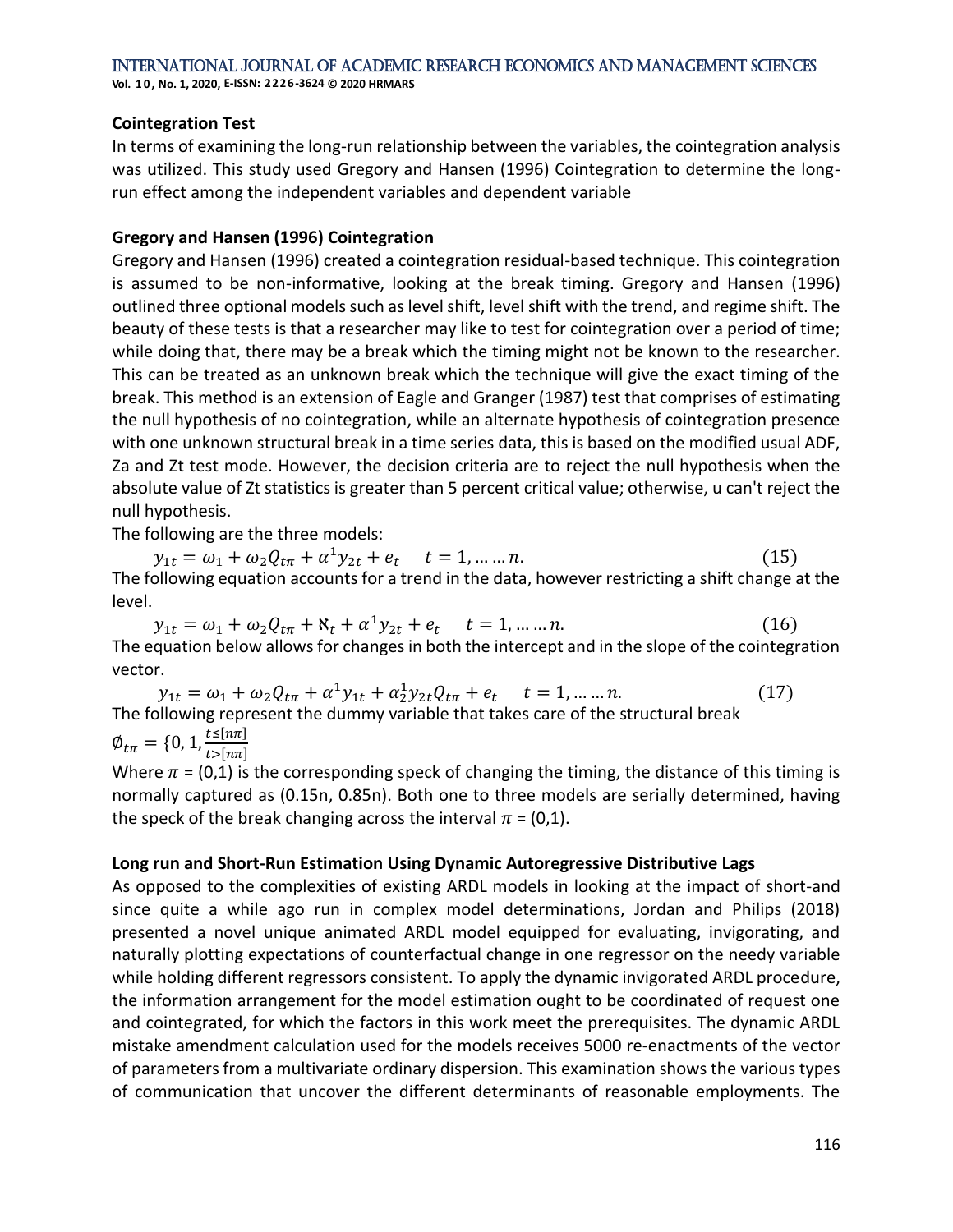**Cointegration Test**

In terms of examining the long-run relationship between the variables, the cointegration analysis was utilized. This study used Gregory and Hansen (1996) Cointegration to determine the long-run effect among the independent variables and dependent variable

**Gregory and Hansen (1996) Cointegration**

Gregory and Hansen (1996) created a cointegration residual-based technique. This cointegration is assumed to be non-informative, looking at the break timing. Gregory and Hansen (1996) outlined three optional models such as level shift, level shift with the trend, and regime shift. The beauty of these tests is that a researcher may like to test for cointegration over a period of time; while doing that, there may be a break which the timing might not be known to the researcher. This can be treated as an unknown break which the technique will give the exact timing of the break. This method is an extension of Eagle and Granger (1987) test that comprises of estimating the null hypothesis of no cointegration, while an alternate hypothesis of cointegration presence with one unknown structural break in a time series data, this is based on the modified usual ADF, Za and Zt test mode. However, the decision criteria are to reject the null hypothesis when the absolute value of Zt statistics is greater than 5 percent critical value; otherwise, u can't reject the null hypothesis.

The following are the three models:

$$y_{1t} = \omega_1 + \omega_2 Q_{t\pi} + \alpha^1 y_{2t} + e_t \quad t = 1, \dots \dots n. \tag{15}$$

The following equation accounts for a trend in the data, however restricting a shift change at the level.

$$y_{1t} = \omega_1 + \omega_2 Q_{t\pi} + \aleph_t + \alpha^1 y_{2t} + e_t \quad t = 1, \dots \dots n. \tag{16}$$

The equation below allows for changes in both the intercept and in the slope of the cointegration vector.

$$y_{1t} = \omega_1 + \omega_2 Q_{t\pi} + \alpha^1 y_{1t} + \alpha_2^1 y_{2t} Q_{t\pi} + e_t \quad t = 1, \dots \dots n. \tag{17}$$

The following represent the dummy variable that takes care of the structural break

$$\emptyset_{t\pi} = \{0, 1, \tfrac{t \leq [n\pi]}{t > [n\pi]}$$

Where $\pi$ = (0,1) is the corresponding speck of changing the timing, the distance of this timing is normally captured as (0.15n, 0.85n). Both one to three models are serially determined, having the speck of the break changing across the interval $\pi$ = (0,1).

**Long run and Short-Run Estimation Using Dynamic Autoregressive Distributive Lags**

As opposed to the complexities of existing ARDL models in looking at the impact of short-and since quite a while ago run in complex model determinations, Jordan and Philips (2018) presented a novel unique animated ARDL model equipped for evaluating, invigorating, and naturally plotting expectations of counterfactual change in one regressor on the needy variable while holding different regressors consistent. To apply the dynamic invigorated ARDL procedure, the information arrangement for the model estimation ought to be coordinated of request one and cointegrated, for which the factors in this work meet the prerequisites. The dynamic ARDL mistake amendment calculation used for the models receives 5000 re-enactments of the vector of parameters from a multivariate ordinary dispersion. This examination shows the various types of communication that uncover the different determinants of reasonable employments. The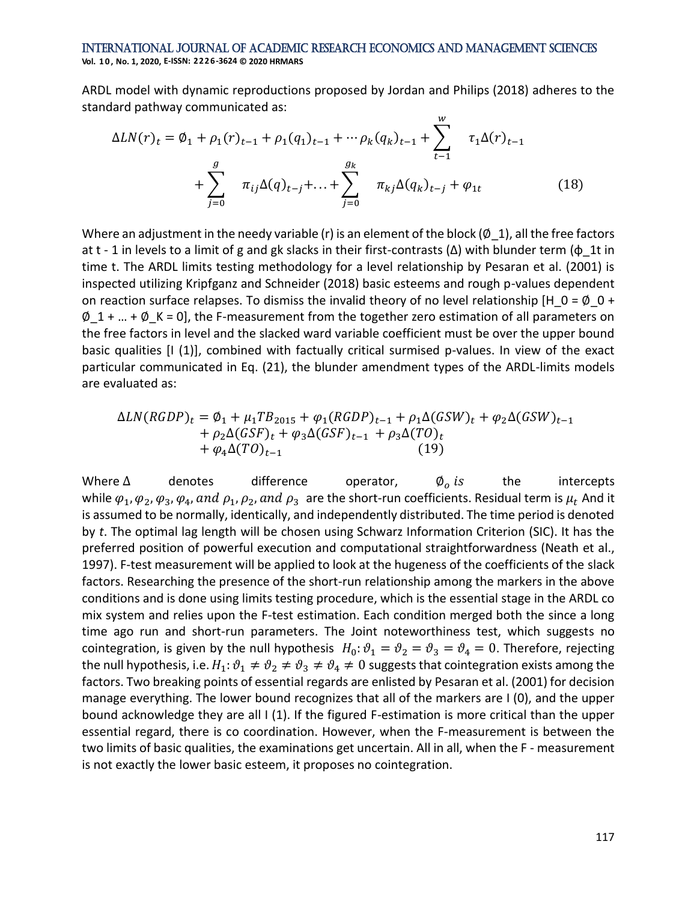ARDL model with dynamic reproductions proposed by Jordan and Philips (2018) adheres to the standard pathway communicated as:

$$\Delta LN(r)_t = \emptyset_1 + \rho_1(r)_{t-1} + \rho_1(q_1)_{t-1} + \cdots \rho_k(q_k)_{t-1} + \sum_{t-1}^{w} \tau_1\Delta(r)_{t-1} + \sum_{j=0}^{g} \pi_{ij}\Delta(q)_{t-j} + \ldots + \sum_{j=0}^{g_k} \pi_{kj}\Delta(q_k)_{t-j} + \varphi_{1t} \quad (18)$$

Where an adjustment in the needy variable (r) is an element of the block (Ø_1), all the free factors at t - 1 in levels to a limit of g and gk slacks in their first-contrasts (Δ) with blunder term (ϕ_1t in time t. The ARDL limits testing methodology for a level relationship by Pesaran et al. (2001) is inspected utilizing Kripfganz and Schneider (2018) basic esteems and rough p-values dependent on reaction surface relapses. To dismiss the invalid theory of no level relationship [H_0 = Ø_0 + Ø_1 + … + Ø_K = 0], the F-measurement from the together zero estimation of all parameters on the free factors in level and the slacked ward variable coefficient must be over the upper bound basic qualities [I (1)], combined with factually critical surmised p-values. In view of the exact particular communicated in Eq. (21), the blunder amendment types of the ARDL-limits models are evaluated as:

$$\Delta LN(RGDP)_t = \emptyset_1 + \mu_1 TB_{2015} + \varphi_1(RGDP)_{t-1} + \rho_1\Delta(GSW)_t + \varphi_2\Delta(GSW)_{t-1} + \rho_2\Delta(GSF)_t + \varphi_3\Delta(GSF)_{t-1} + \rho_3\Delta(TO)_t + \varphi_4\Delta(TO)_{t-1} \quad (19)$$

Where Δ denotes difference operator, $\emptyset_o$ *is* the intercepts while $\varphi_1, \varphi_2, \varphi_3, \varphi_4,$ *and* $\rho_1, \rho_2,$ *and* $\rho_3$ are the short-run coefficients. Residual term is $\mu_t$ And it is assumed to be normally, identically, and independently distributed. The time period is denoted by $t$. The optimal lag length will be chosen using Schwarz Information Criterion (SIC). It has the preferred position of powerful execution and computational straightforwardness (Neath et al., 1997). F-test measurement will be applied to look at the hugeness of the coefficients of the slack factors. Researching the presence of the short-run relationship among the markers in the above conditions and is done using limits testing procedure, which is the essential stage in the ARDL co mix system and relies upon the F-test estimation. Each condition merged both the since a long time ago run and short-run parameters. The Joint noteworthiness test, which suggests no cointegration, is given by the null hypothesis $H_0: \vartheta_1 = \vartheta_2 = \vartheta_3 = \vartheta_4 = 0$. Therefore, rejecting the null hypothesis, i.e. $H_1: \vartheta_1 \neq \vartheta_2 \neq \vartheta_3 \neq \vartheta_4 \neq 0$ suggests that cointegration exists among the factors. Two breaking points of essential regards are enlisted by Pesaran et al. (2001) for decision manage everything. The lower bound recognizes that all of the markers are I (0), and the upper bound acknowledge they are all I (1). If the figured F-estimation is more critical than the upper essential regard, there is co coordination. However, when the F-measurement is between the two limits of basic qualities, the examinations get uncertain. All in all, when the F - measurement is not exactly the lower basic esteem, it proposes no cointegration.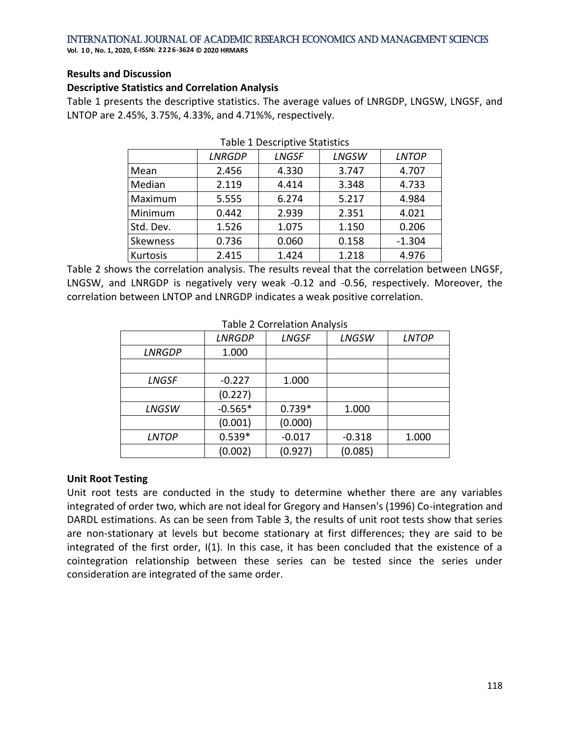## Results and Discussion

### Descriptive Statistics and Correlation Analysis

Table 1 presents the descriptive statistics. The average values of LNRGDP, LNGSW, LNGSF, and LNTOP are 2.45%, 3.75%, 4.33%, and 4.71%%, respectively.

Table 1 Descriptive Statistics

| | *LNRGDP* | *LNGSF* | *LNGSW* | *LNTOP* |
|---|---|---|---|---|
| Mean | 2.456 | 4.330 | 3.747 | 4.707 |
| Median | 2.119 | 4.414 | 3.348 | 4.733 |
| Maximum | 5.555 | 6.274 | 5.217 | 4.984 |
| Minimum | 0.442 | 2.939 | 2.351 | 4.021 |
| Std. Dev. | 1.526 | 1.075 | 1.150 | 0.206 |
| Skewness | 0.736 | 0.060 | 0.158 | -1.304 |
| Kurtosis | 2.415 | 1.424 | 1.218 | 4.976 |

Table 2 shows the correlation analysis. The results reveal that the correlation between LNGSF, LNGSW, and LNRGDP is negatively very weak -0.12 and -0.56, respectively. Moreover, the correlation between LNTOP and LNRGDP indicates a weak positive correlation.

Table 2 Correlation Analysis

| | *LNRGDP* | *LNGSF* | *LNGSW* | *LNTOP* |
|---|---|---|---|---|
| *LNRGDP* | 1.000 | | | |
| | | | | |
| *LNGSF* | -0.227 | 1.000 | | |
| | (0.227) | | | |
| *LNGSW* | -0.565* | 0.739* | 1.000 | |
| | (0.001) | (0.000) | | |
| *LNTOP* | 0.539* | -0.017 | -0.318 | 1.000 |
| | (0.002) | (0.927) | (0.085) | |

### Unit Root Testing

Unit root tests are conducted in the study to determine whether there are any variables integrated of order two, which are not ideal for Gregory and Hansen's (1996) Co-integration and DARDL estimations. As can be seen from Table 3, the results of unit root tests show that series are non-stationary at levels but become stationary at first differences; they are said to be integrated of the first order, I(1). In this case, it has been concluded that the existence of a cointegration relationship between these series can be tested since the series under consideration are integrated of the same order.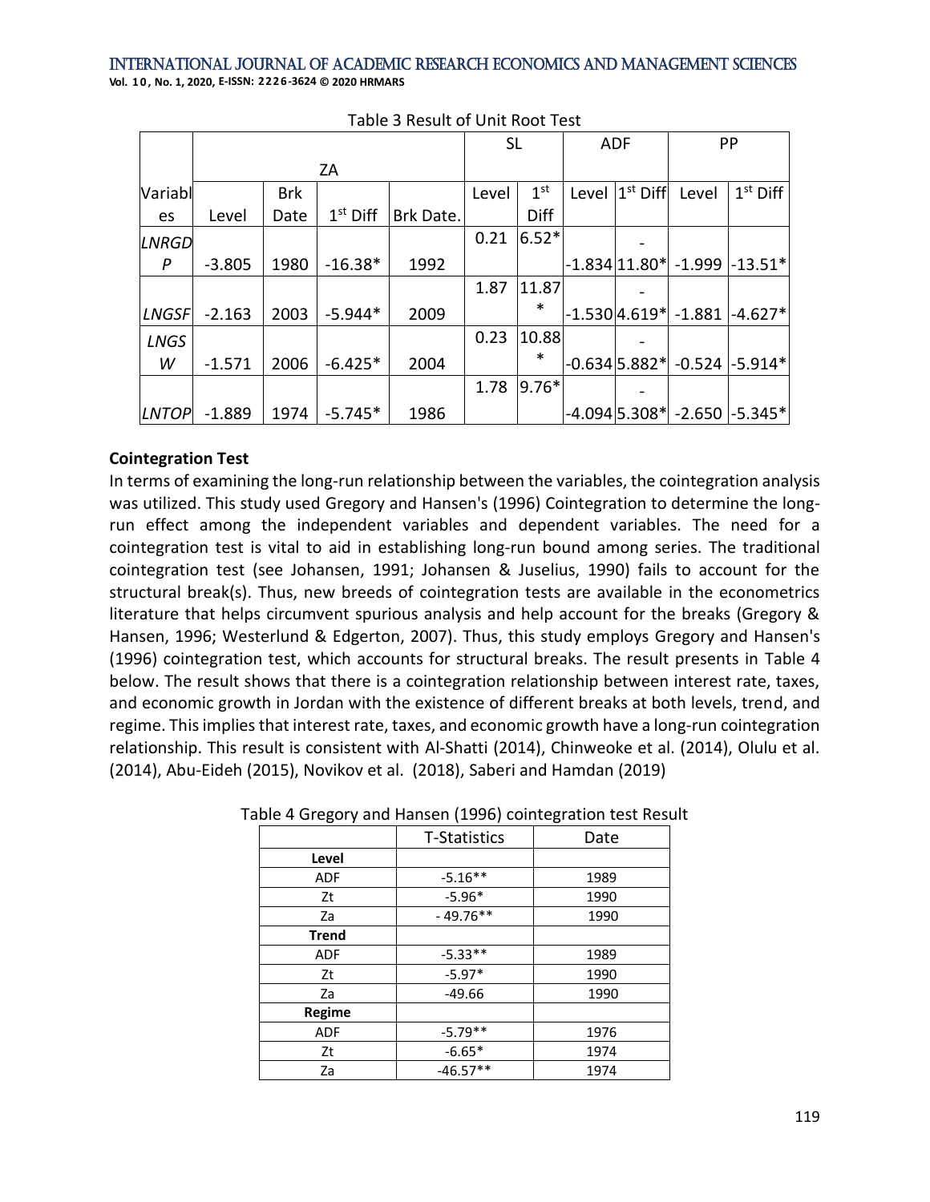Table 3 Result of Unit Root Test

| | ZA | | | | SL | | ADF | | PP | |
|---|---|---|---|---|---|---|---|---|---|---|
| Variables | Level | Brk Date | 1st Diff | Brk Date. | Level | 1st Diff | Level | 1st Diff | Level | 1st Diff |
| *LNRGDP* | -3.805 | 1980 | -16.38* | 1992 | 0.21 | 6.52* | -1.834 | -11.80* | -1.999 | -13.51* |
| *LNGSF* | -2.163 | 2003 | -5.944* | 2009 | 1.87 | 11.87* | -1.530 | -4.619* | -1.881 | -4.627* |
| *LNGSW* | -1.571 | 2006 | -6.425* | 2004 | 0.23 | 10.88* | -0.634 | -5.882* | -0.524 | -5.914* |
| *LNTOP* | -1.889 | 1974 | -5.745* | 1986 | 1.78 | 9.76* | -4.094 | -5.308* | -2.650 | -5.345* |

**Cointegration Test**

In terms of examining the long-run relationship between the variables, the cointegration analysis was utilized. This study used Gregory and Hansen's (1996) Cointegration to determine the long-run effect among the independent variables and dependent variables. The need for a cointegration test is vital to aid in establishing long-run bound among series. The traditional cointegration test (see Johansen, 1991; Johansen & Juselius, 1990) fails to account for the structural break(s). Thus, new breeds of cointegration tests are available in the econometrics literature that helps circumvent spurious analysis and help account for the breaks (Gregory & Hansen, 1996; Westerlund & Edgerton, 2007). Thus, this study employs Gregory and Hansen's (1996) cointegration test, which accounts for structural breaks. The result presents in Table 4 below. The result shows that there is a cointegration relationship between interest rate, taxes, and economic growth in Jordan with the existence of different breaks at both levels, trend, and regime. This implies that interest rate, taxes, and economic growth have a long-run cointegration relationship. This result is consistent with Al-Shatti (2014), Chinweoke et al. (2014), Olulu et al. (2014), Abu-Eideh (2015), Novikov et al. (2018), Saberi and Hamdan (2019)

Table 4 Gregory and Hansen (1996) cointegration test Result

| | T-Statistics | Date |
|---|---|---|
| **Level** | | |
| ADF | -5.16** | 1989 |
| Zt | -5.96* | 1990 |
| Za | - 49.76** | 1990 |
| **Trend** | | |
| ADF | -5.33** | 1989 |
| Zt | -5.97* | 1990 |
| Za | -49.66 | 1990 |
| **Regime** | | |
| ADF | -5.79** | 1976 |
| Zt | -6.65* | 1974 |
| Za | -46.57** | 1974 |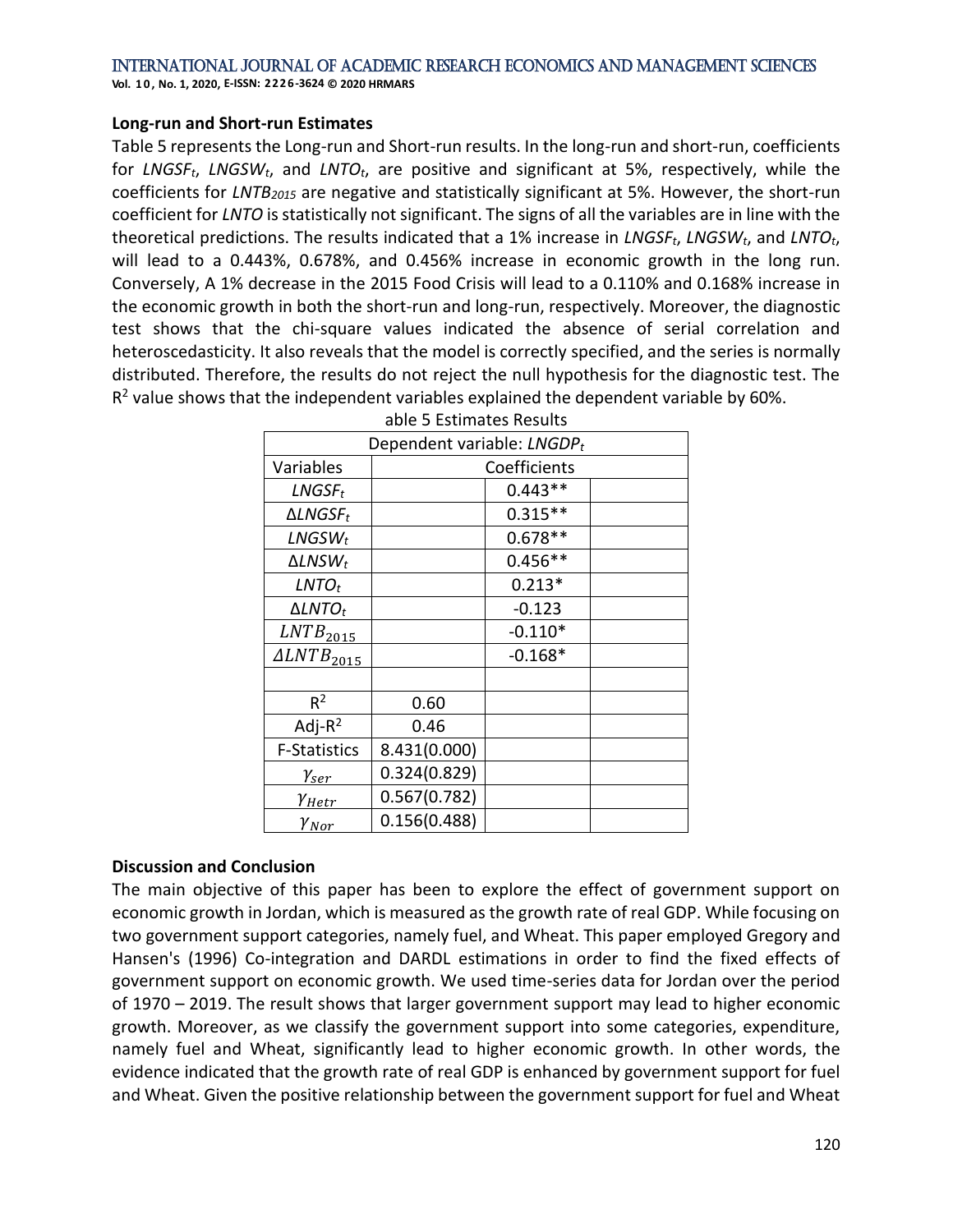**Long-run and Short-run Estimates**

Table 5 represents the Long-run and Short-run results. In the long-run and short-run, coefficients for $LNGSF_t$, $LNGSW_t$, and $LNTO_t$, are positive and significant at 5%, respectively, while the coefficients for $LNTB_{2015}$ are negative and statistically significant at 5%. However, the short-run coefficient for *LNTO* is statistically not significant. The signs of all the variables are in line with the theoretical predictions. The results indicated that a 1% increase in $LNGSF_t$, $LNGSW_t$, and $LNTO_t$, will lead to a 0.443%, 0.678%, and 0.456% increase in economic growth in the long run. Conversely, A 1% decrease in the 2015 Food Crisis will lead to a 0.110% and 0.168% increase in the economic growth in both the short-run and long-run, respectively. Moreover, the diagnostic test shows that the chi-square values indicated the absence of serial correlation and heteroscedasticity. It also reveals that the model is correctly specified, and the series is normally distributed. Therefore, the results do not reject the null hypothesis for the diagnostic test. The $R^2$ value shows that the independent variables explained the dependent variable by 60%.

able 5 Estimates Results

| Dependent variable: $LNGDP_t$ | | | |
|---|---|---|---|
| Variables | Coefficients | | |
| $LNGSF_t$ | | 0.443** | |
| $\Delta LNGSF_t$ | | 0.315** | |
| $LNGSW_t$ | | 0.678** | |
| $\Delta LNSW_t$ | | 0.456** | |
| $LNTO_t$ | | 0.213* | |
| $\Delta LNTO_t$ | | -0.123 | |
| $LNTB_{2015}$ | | -0.110* | |
| $\Delta LNTB_{2015}$ | | -0.168* | |
| | | | |
| $R^2$ | 0.60 | | |
| Adj-$R^2$ | 0.46 | | |
| F-Statistics | 8.431(0.000) | | |
| $\gamma_{ser}$ | 0.324(0.829) | | |
| $\gamma_{Hetr}$ | 0.567(0.782) | | |
| $\gamma_{Nor}$ | 0.156(0.488) | | |

**Discussion and Conclusion**

The main objective of this paper has been to explore the effect of government support on economic growth in Jordan, which is measured as the growth rate of real GDP. While focusing on two government support categories, namely fuel, and Wheat. This paper employed Gregory and Hansen's (1996) Co-integration and DARDL estimations in order to find the fixed effects of government support on economic growth. We used time-series data for Jordan over the period of 1970 – 2019. The result shows that larger government support may lead to higher economic growth. Moreover, as we classify the government support into some categories, expenditure, namely fuel and Wheat, significantly lead to higher economic growth. In other words, the evidence indicated that the growth rate of real GDP is enhanced by government support for fuel and Wheat. Given the positive relationship between the government support for fuel and Wheat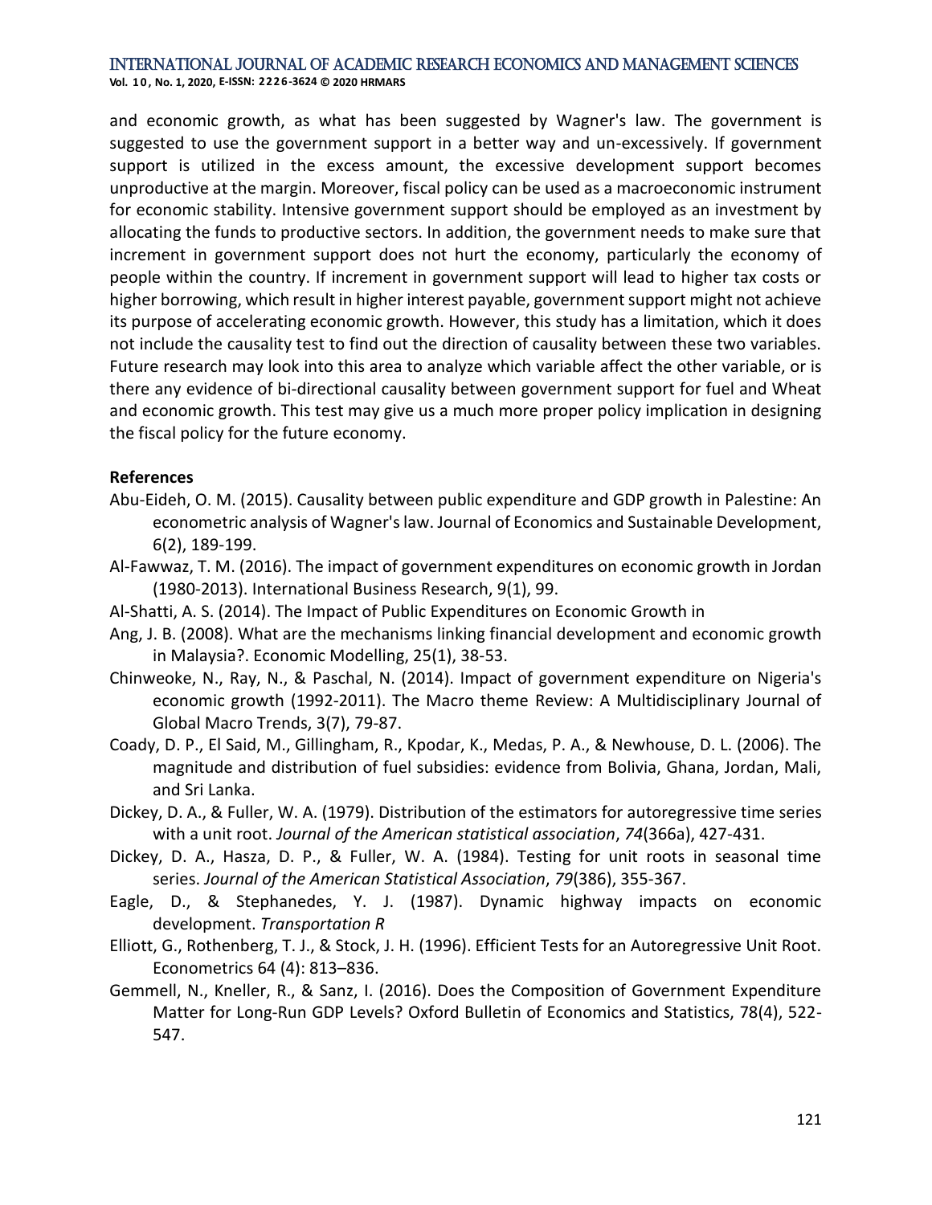and economic growth, as what has been suggested by Wagner's law. The government is suggested to use the government support in a better way and un-excessively. If government support is utilized in the excess amount, the excessive development support becomes unproductive at the margin. Moreover, fiscal policy can be used as a macroeconomic instrument for economic stability. Intensive government support should be employed as an investment by allocating the funds to productive sectors. In addition, the government needs to make sure that increment in government support does not hurt the economy, particularly the economy of people within the country. If increment in government support will lead to higher tax costs or higher borrowing, which result in higher interest payable, government support might not achieve its purpose of accelerating economic growth. However, this study has a limitation, which it does not include the causality test to find out the direction of causality between these two variables. Future research may look into this area to analyze which variable affect the other variable, or is there any evidence of bi-directional causality between government support for fuel and Wheat and economic growth. This test may give us a much more proper policy implication in designing the fiscal policy for the future economy.

## References

Abu-Eideh, O. M. (2015). Causality between public expenditure and GDP growth in Palestine: An econometric analysis of Wagner's law. Journal of Economics and Sustainable Development, 6(2), 189-199.

Al-Fawwaz, T. M. (2016). The impact of government expenditures on economic growth in Jordan (1980-2013). International Business Research, 9(1), 99.

Al-Shatti, A. S. (2014). The Impact of Public Expenditures on Economic Growth in

Ang, J. B. (2008). What are the mechanisms linking financial development and economic growth in Malaysia?. Economic Modelling, 25(1), 38-53.

Chinweoke, N., Ray, N., & Paschal, N. (2014). Impact of government expenditure on Nigeria's economic growth (1992-2011). The Macro theme Review: A Multidisciplinary Journal of Global Macro Trends, 3(7), 79-87.

Coady, D. P., El Said, M., Gillingham, R., Kpodar, K., Medas, P. A., & Newhouse, D. L. (2006). The magnitude and distribution of fuel subsidies: evidence from Bolivia, Ghana, Jordan, Mali, and Sri Lanka.

Dickey, D. A., & Fuller, W. A. (1979). Distribution of the estimators for autoregressive time series with a unit root. *Journal of the American statistical association*, *74*(366a), 427-431.

Dickey, D. A., Hasza, D. P., & Fuller, W. A. (1984). Testing for unit roots in seasonal time series. *Journal of the American Statistical Association*, *79*(386), 355-367.

Eagle, D., & Stephanedes, Y. J. (1987). Dynamic highway impacts on economic development. *Transportation R*

Elliott, G., Rothenberg, T. J., & Stock, J. H. (1996). Efficient Tests for an Autoregressive Unit Root. Econometrics 64 (4): 813–836.

Gemmell, N., Kneller, R., & Sanz, I. (2016). Does the Composition of Government Expenditure Matter for Long-Run GDP Levels? Oxford Bulletin of Economics and Statistics, 78(4), 522-547.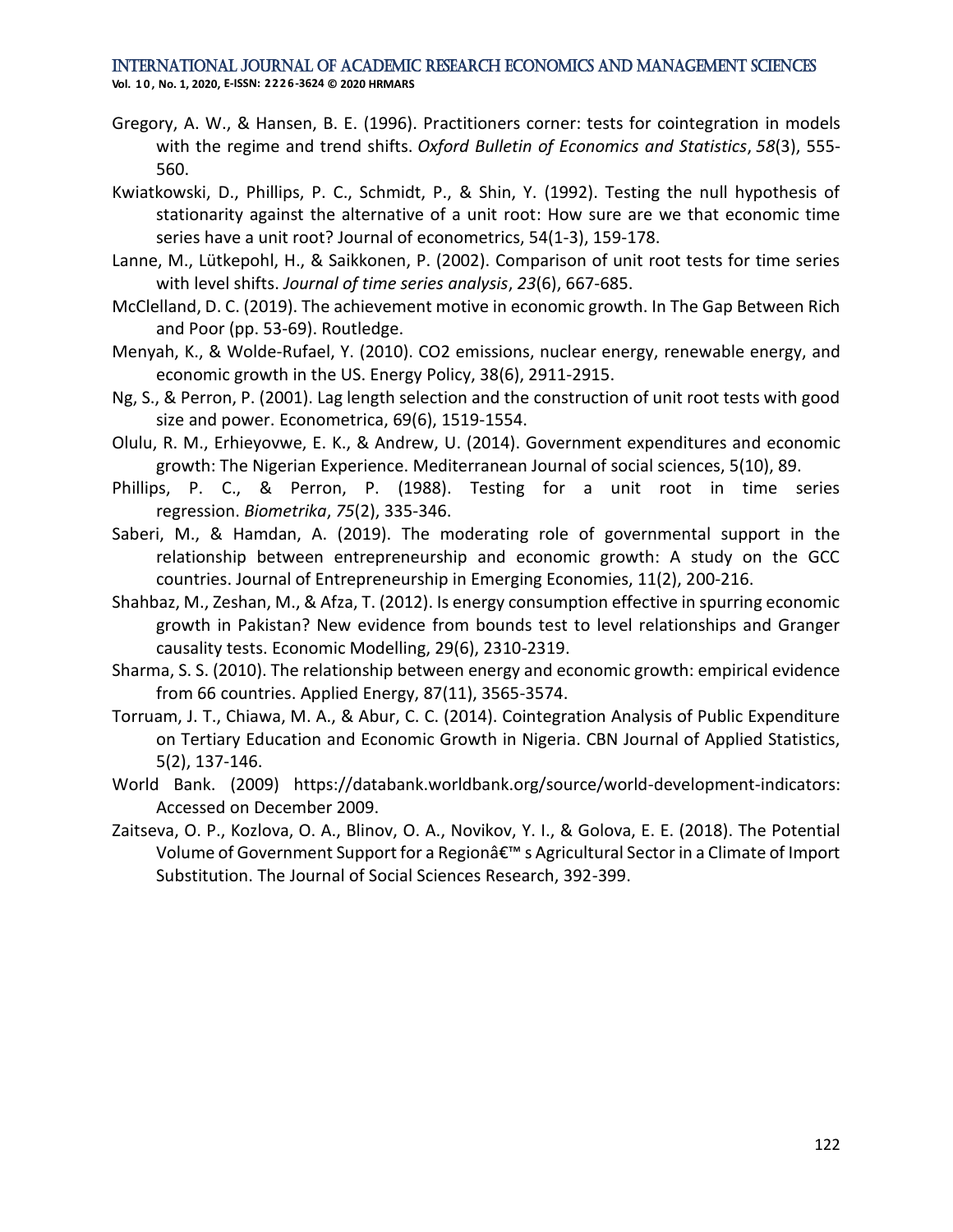Gregory, A. W., & Hansen, B. E. (1996). Practitioners corner: tests for cointegration in models with the regime and trend shifts. *Oxford Bulletin of Economics and Statistics*, *58*(3), 555-560.

Kwiatkowski, D., Phillips, P. C., Schmidt, P., & Shin, Y. (1992). Testing the null hypothesis of stationarity against the alternative of a unit root: How sure are we that economic time series have a unit root? Journal of econometrics, 54(1-3), 159-178.

Lanne, M., Lütkepohl, H., & Saikkonen, P. (2002). Comparison of unit root tests for time series with level shifts. *Journal of time series analysis*, *23*(6), 667-685.

McClelland, D. C. (2019). The achievement motive in economic growth. In The Gap Between Rich and Poor (pp. 53-69). Routledge.

Menyah, K., & Wolde-Rufael, Y. (2010). CO2 emissions, nuclear energy, renewable energy, and economic growth in the US. Energy Policy, 38(6), 2911-2915.

Ng, S., & Perron, P. (2001). Lag length selection and the construction of unit root tests with good size and power. Econometrica, 69(6), 1519-1554.

Olulu, R. M., Erhieyovwe, E. K., & Andrew, U. (2014). Government expenditures and economic growth: The Nigerian Experience. Mediterranean Journal of social sciences, 5(10), 89.

Phillips, P. C., & Perron, P. (1988). Testing for a unit root in time series regression. *Biometrika*, *75*(2), 335-346.

Saberi, M., & Hamdan, A. (2019). The moderating role of governmental support in the relationship between entrepreneurship and economic growth: A study on the GCC countries. Journal of Entrepreneurship in Emerging Economies, 11(2), 200-216.

Shahbaz, M., Zeshan, M., & Afza, T. (2012). Is energy consumption effective in spurring economic growth in Pakistan? New evidence from bounds test to level relationships and Granger causality tests. Economic Modelling, 29(6), 2310-2319.

Sharma, S. S. (2010). The relationship between energy and economic growth: empirical evidence from 66 countries. Applied Energy, 87(11), 3565-3574.

Torruam, J. T., Chiawa, M. A., & Abur, C. C. (2014). Cointegration Analysis of Public Expenditure on Tertiary Education and Economic Growth in Nigeria. CBN Journal of Applied Statistics, 5(2), 137-146.

World Bank. (2009) https://databank.worldbank.org/source/world-development-indicators: Accessed on December 2009.

Zaitseva, O. P., Kozlova, O. A., Blinov, O. A., Novikov, Y. I., & Golova, E. E. (2018). The Potential Volume of Government Support for a Regionâ€™ s Agricultural Sector in a Climate of Import Substitution. The Journal of Social Sciences Research, 392-399.